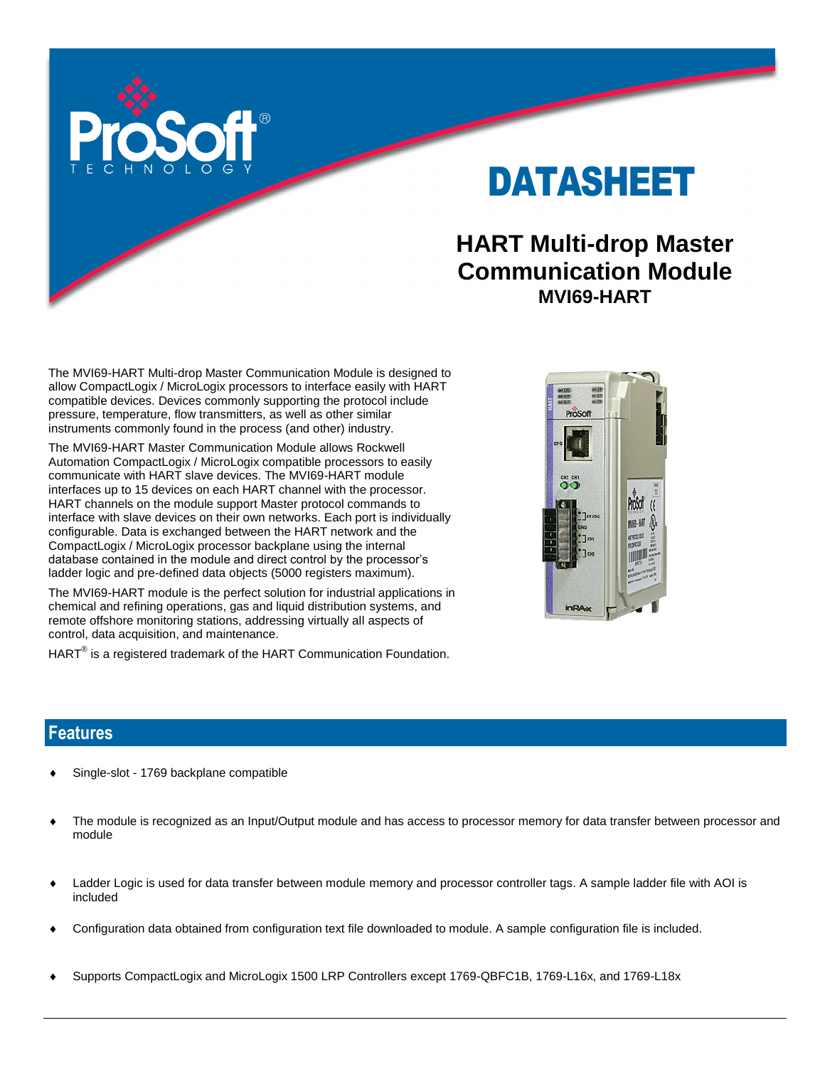# DATASHEET

## HART Multi-drop Master Communication Module

### MVI69-HART

The MVI69-HART Multi-drop Master Communication Module is designed to allow CompactLogix / MicroLogix processors to interface easily with HART compatible devices. Devices commonly supporting the protocol include pressure, temperature, flow transmitters, as well as other similar instruments commonly found in the process (and other) industry.

The MVI69-HART Master Communication Module allows Rockwell Automation CompactLogix / MicroLogix compatible processors to easily communicate with HART slave devices. The MVI69-HART module interfaces up to 15 devices on each HART channel with the processor. HART channels on the module support Master protocol commands to interface with slave devices on their own networks. Each port is individually configurable. Data is exchanged between the HART network and the CompactLogix / MicroLogix processor backplane using the internal database contained in the module and direct control by the processor's ladder logic and pre-defined data objects (5000 registers maximum).

The MVI69-HART module is the perfect solution for industrial applications in chemical and refining operations, gas and liquid distribution systems, and remote offshore monitoring stations, addressing virtually all aspects of control, data acquisition, and maintenance.

HART® is a registered trademark of the HART Communication Foundation.

## Features

- Single-slot - 1769 backplane compatible
- The module is recognized as an Input/Output module and has access to processor memory for data transfer between processor and module
- Ladder Logic is used for data transfer between module memory and processor controller tags. A sample ladder file with AOI is included
- Configuration data obtained from configuration text file downloaded to module. A sample configuration file is included.
- Supports CompactLogix and MicroLogix 1500 LRP Controllers except 1769-QBFC1B, 1769-L16x, and 1769-L18x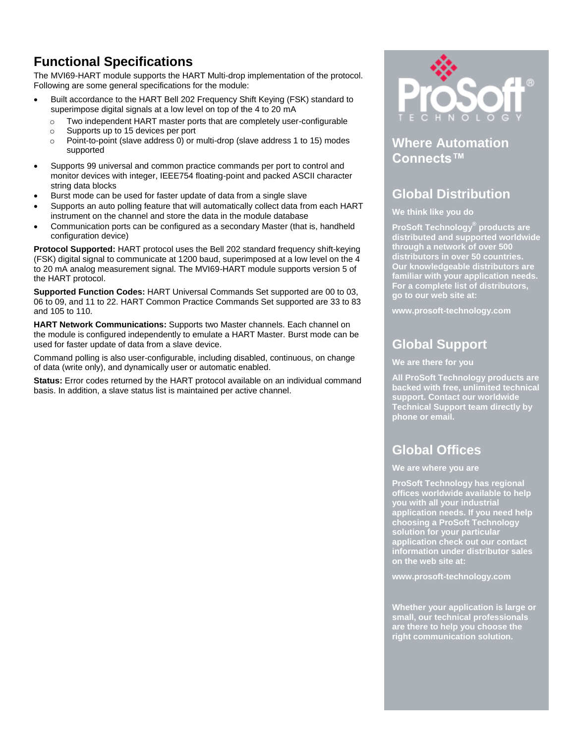## Functional Specifications

The MVI69-HART module supports the HART Multi-drop implementation of the protocol. Following are some general specifications for the module:

- Built accordance to the HART Bell 202 Frequency Shift Keying (FSK) standard to superimpose digital signals at a low level on top of the 4 to 20 mA
  - Two independent HART master ports that are completely user-configurable
  - Supports up to 15 devices per port
  - Point-to-point (slave address 0) or multi-drop (slave address 1 to 15) modes supported
- Supports 99 universal and common practice commands per port to control and monitor devices with integer, IEEE754 floating-point and packed ASCII character string data blocks
- Burst mode can be used for faster update of data from a single slave
- Supports an auto polling feature that will automatically collect data from each HART instrument on the channel and store the data in the module database
- Communication ports can be configured as a secondary Master (that is, handheld configuration device)

**Protocol Supported:** HART protocol uses the Bell 202 standard frequency shift-keying (FSK) digital signal to communicate at 1200 baud, superimposed at a low level on the 4 to 20 mA analog measurement signal. The MVI69-HART module supports version 5 of the HART protocol.

**Supported Function Codes:** HART Universal Commands Set supported are 00 to 03, 06 to 09, and 11 to 22. HART Common Practice Commands Set supported are 33 to 83 and 105 to 110.

**HART Network Communications:** Supports two Master channels. Each channel on the module is configured independently to emulate a HART Master. Burst mode can be used for faster update of data from a slave device.

Command polling is also user-configurable, including disabled, continuous, on change of data (write only), and dynamically user or automatic enabled.

**Status:** Error codes returned by the HART protocol available on an individual command basis. In addition, a slave status list is maintained per active channel.

ProSoft® TECHNOLOGY

## Where Automation Connects™

## Global Distribution

**We think like you do**

**ProSoft Technology® products are distributed and supported worldwide through a network of over 500 distributors in over 50 countries. Our knowledgeable distributors are familiar with your application needs. For a complete list of distributors, go to our web site at:**

**www.prosoft-technology.com**

## Global Support

**We are there for you**

**All ProSoft Technology products are backed with free, unlimited technical support. Contact our worldwide Technical Support team directly by phone or email.**

## Global Offices

**We are where you are**

**ProSoft Technology has regional offices worldwide available to help you with all your industrial application needs. If you need help choosing a ProSoft Technology solution for your particular application check out our contact information under distributor sales on the web site at:**

**www.prosoft-technology.com**

**Whether your application is large or small, our technical professionals are there to help you choose the right communication solution.**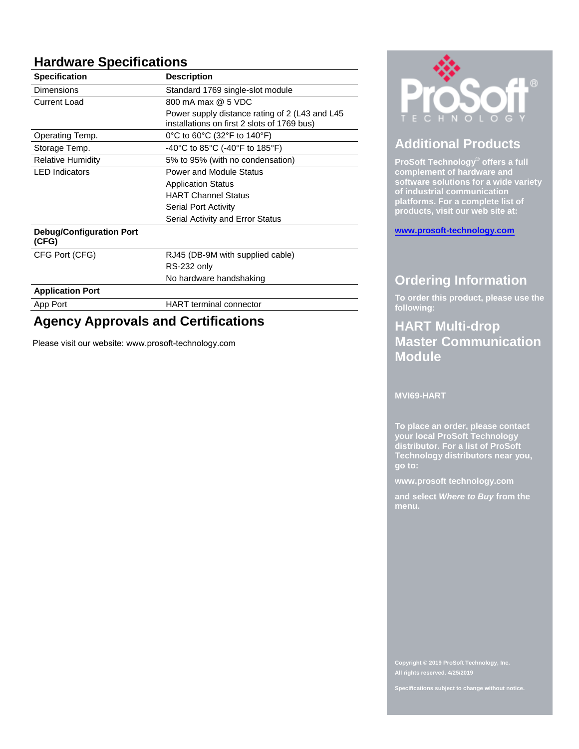## Hardware Specifications

| Specification | Description |
|---|---|
| Dimensions | Standard 1769 single-slot module |
| Current Load | 800 mA max @ 5 VDC<br>Power supply distance rating of 2 (L43 and L45 installations on first 2 slots of 1769 bus) |
| Operating Temp. | 0°C to 60°C (32°F to 140°F) |
| Storage Temp. | -40°C to 85°C (-40°F to 185°F) |
| Relative Humidity | 5% to 95% (with no condensation) |
| LED Indicators | Power and Module Status<br>Application Status<br>HART Channel Status<br>Serial Port Activity<br>Serial Activity and Error Status |
| **Debug/Configuration Port (CFG)** | |
| CFG Port (CFG) | RJ45 (DB-9M with supplied cable)<br>RS-232 only<br>No hardware handshaking |
| **Application Port** | |
| App Port | HART terminal connector |

## Agency Approvals and Certifications

Please visit our website: www.prosoft-technology.com

ProSoft TECHNOLOGY

## Additional Products

**ProSoft Technology® offers a full complement of hardware and software solutions for a wide variety of industrial communication platforms. For a complete list of products, visit our web site at:**

**www.prosoft-technology.com**

## Ordering Information

**To order this product, please use the following:**

## HART Multi-drop Master Communication Module

**MVI69-HART**

**To place an order, please contact your local ProSoft Technology distributor. For a list of ProSoft Technology distributors near you, go to:**

**www.prosoft technology.com**

**and select *Where to Buy* from the menu.**

Copyright © 2019 ProSoft Technology, Inc.
All rights reserved. 4/25/2019

Specifications subject to change without notice.